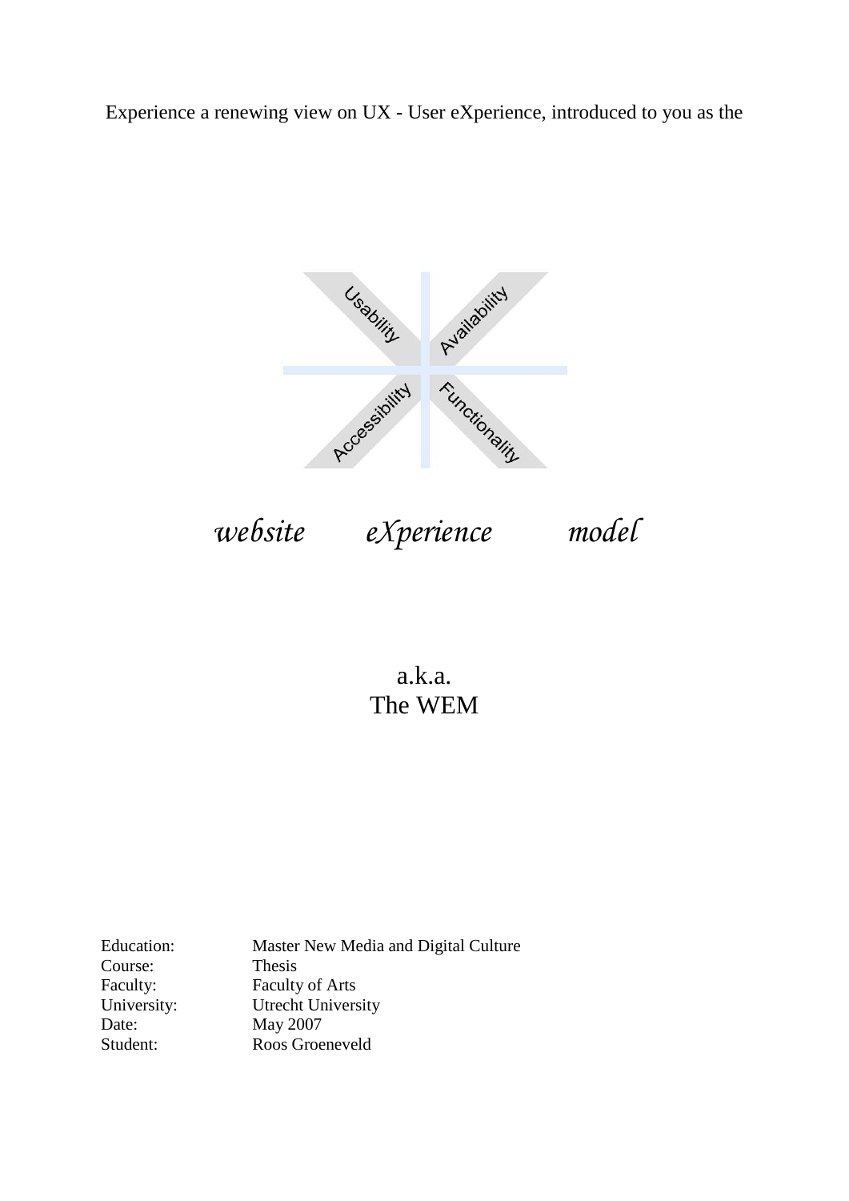Experience a renewing view on UX - User eXperience, introduced to you as the

Usability Availability Accessibility Functionality

*website eXperience model*

a.k.a.
The WEM

Education: Master New Media and Digital Culture
Course: Thesis
Faculty: Faculty of Arts
University: Utrecht University
Date: May 2007
Student: Roos Groeneveld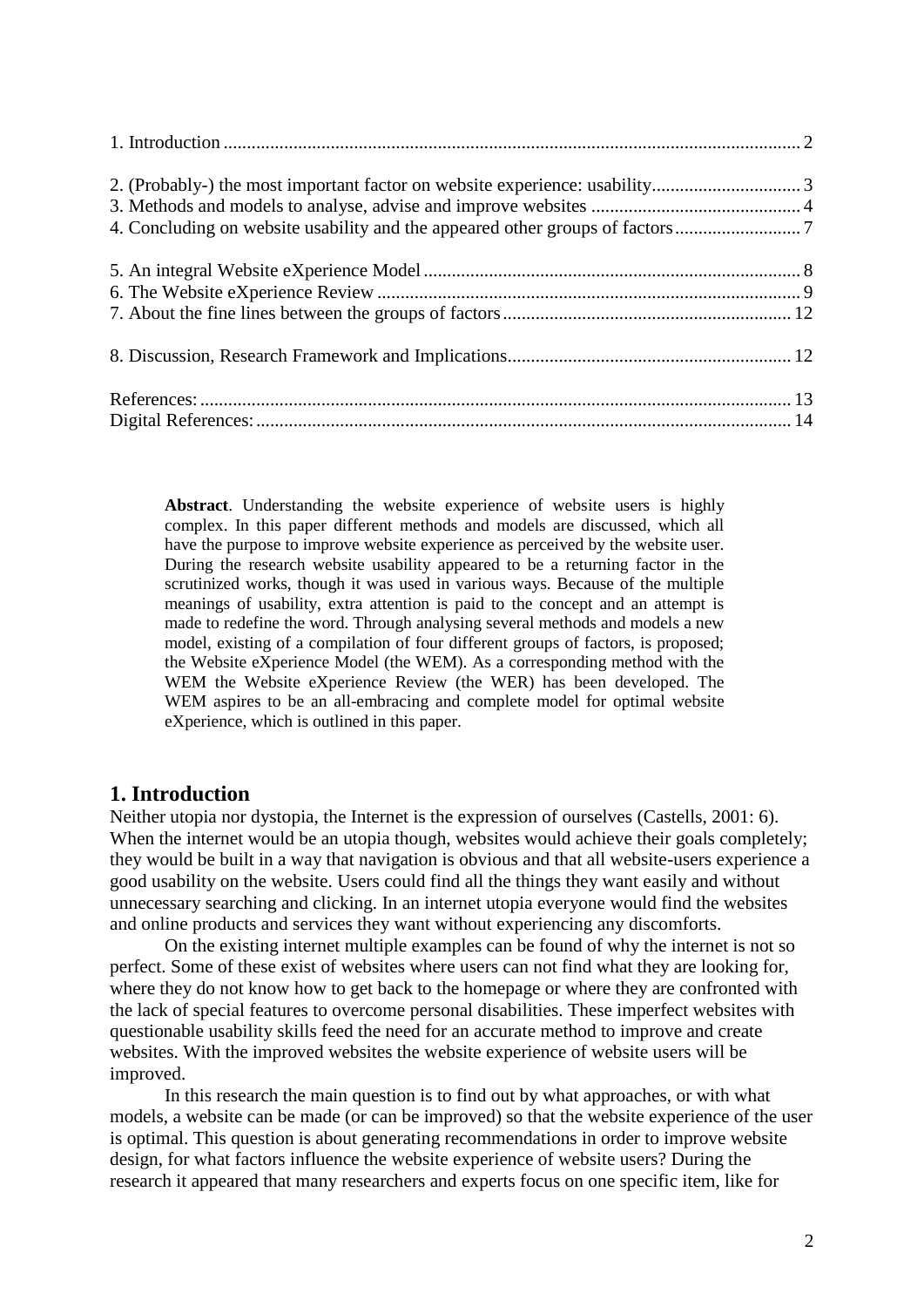1. Introduction ........................................................................................................................ 2

2. (Probably-) the most important factor on website experience: usability................................ 3
3. Methods and models to analyse, advise and improve websites ............................................ 4
4. Concluding on website usability and the appeared other groups of factors........................... 7

5. An integral Website eXperience Model ............................................................................... 8
6. The Website eXperience Review ......................................................................................... 9
7. About the fine lines between the groups of factors............................................................. 12

8. Discussion, Research Framework and Implications............................................................ 12

References: ............................................................................................................................ 13
Digital References: ................................................................................................................. 14

**Abstract**. Understanding the website experience of website users is highly complex. In this paper different methods and models are discussed, which all have the purpose to improve website experience as perceived by the website user. During the research website usability appeared to be a returning factor in the scrutinized works, though it was used in various ways. Because of the multiple meanings of usability, extra attention is paid to the concept and an attempt is made to redefine the word. Through analysing several methods and models a new model, existing of a compilation of four different groups of factors, is proposed; the Website eXperience Model (the WEM). As a corresponding method with the WEM the Website eXperience Review (the WER) has been developed. The WEM aspires to be an all-embracing and complete model for optimal website eXperience, which is outlined in this paper.

## 1. Introduction

Neither utopia nor dystopia, the Internet is the expression of ourselves (Castells, 2001: 6). When the internet would be an utopia though, websites would achieve their goals completely; they would be built in a way that navigation is obvious and that all website-users experience a good usability on the website. Users could find all the things they want easily and without unnecessary searching and clicking. In an internet utopia everyone would find the websites and online products and services they want without experiencing any discomforts.

On the existing internet multiple examples can be found of why the internet is not so perfect. Some of these exist of websites where users can not find what they are looking for, where they do not know how to get back to the homepage or where they are confronted with the lack of special features to overcome personal disabilities. These imperfect websites with questionable usability skills feed the need for an accurate method to improve and create websites. With the improved websites the website experience of website users will be improved.

In this research the main question is to find out by what approaches, or with what models, a website can be made (or can be improved) so that the website experience of the user is optimal. This question is about generating recommendations in order to improve website design, for what factors influence the website experience of website users? During the research it appeared that many researchers and experts focus on one specific item, like for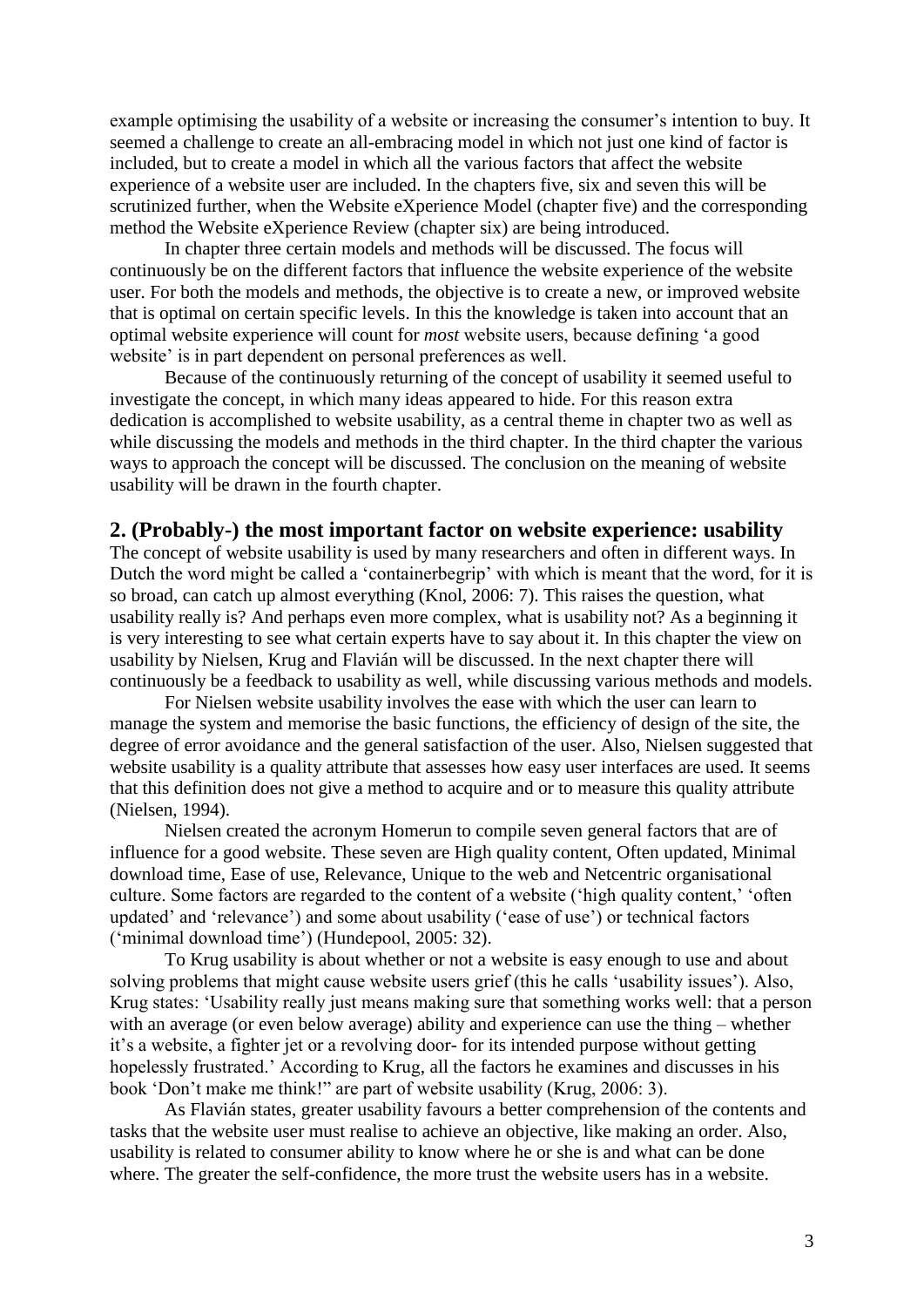example optimising the usability of a website or increasing the consumer's intention to buy. It seemed a challenge to create an all-embracing model in which not just one kind of factor is included, but to create a model in which all the various factors that affect the website experience of a website user are included. In the chapters five, six and seven this will be scrutinized further, when the Website eXperience Model (chapter five) and the corresponding method the Website eXperience Review (chapter six) are being introduced.

In chapter three certain models and methods will be discussed. The focus will continuously be on the different factors that influence the website experience of the website user. For both the models and methods, the objective is to create a new, or improved website that is optimal on certain specific levels. In this the knowledge is taken into account that an optimal website experience will count for *most* website users, because defining 'a good website' is in part dependent on personal preferences as well.

Because of the continuously returning of the concept of usability it seemed useful to investigate the concept, in which many ideas appeared to hide. For this reason extra dedication is accomplished to website usability, as a central theme in chapter two as well as while discussing the models and methods in the third chapter. In the third chapter the various ways to approach the concept will be discussed. The conclusion on the meaning of website usability will be drawn in the fourth chapter.

## 2. (Probably-) the most important factor on website experience: usability

The concept of website usability is used by many researchers and often in different ways. In Dutch the word might be called a 'containerbegrip' with which is meant that the word, for it is so broad, can catch up almost everything (Knol, 2006: 7). This raises the question, what usability really is? And perhaps even more complex, what is usability not? As a beginning it is very interesting to see what certain experts have to say about it. In this chapter the view on usability by Nielsen, Krug and Flavián will be discussed. In the next chapter there will continuously be a feedback to usability as well, while discussing various methods and models.

For Nielsen website usability involves the ease with which the user can learn to manage the system and memorise the basic functions, the efficiency of design of the site, the degree of error avoidance and the general satisfaction of the user. Also, Nielsen suggested that website usability is a quality attribute that assesses how easy user interfaces are used. It seems that this definition does not give a method to acquire and or to measure this quality attribute (Nielsen, 1994).

Nielsen created the acronym Homerun to compile seven general factors that are of influence for a good website. These seven are High quality content, Often updated, Minimal download time, Ease of use, Relevance, Unique to the web and Netcentric organisational culture. Some factors are regarded to the content of a website ('high quality content,' 'often updated' and 'relevance') and some about usability ('ease of use') or technical factors ('minimal download time') (Hundepool, 2005: 32).

To Krug usability is about whether or not a website is easy enough to use and about solving problems that might cause website users grief (this he calls 'usability issues'). Also, Krug states: 'Usability really just means making sure that something works well: that a person with an average (or even below average) ability and experience can use the thing – whether it's a website, a fighter jet or a revolving door- for its intended purpose without getting hopelessly frustrated.' According to Krug, all the factors he examines and discusses in his book 'Don't make me think!" are part of website usability (Krug, 2006: 3).

As Flavián states, greater usability favours a better comprehension of the contents and tasks that the website user must realise to achieve an objective, like making an order. Also, usability is related to consumer ability to know where he or she is and what can be done where. The greater the self-confidence, the more trust the website users has in a website.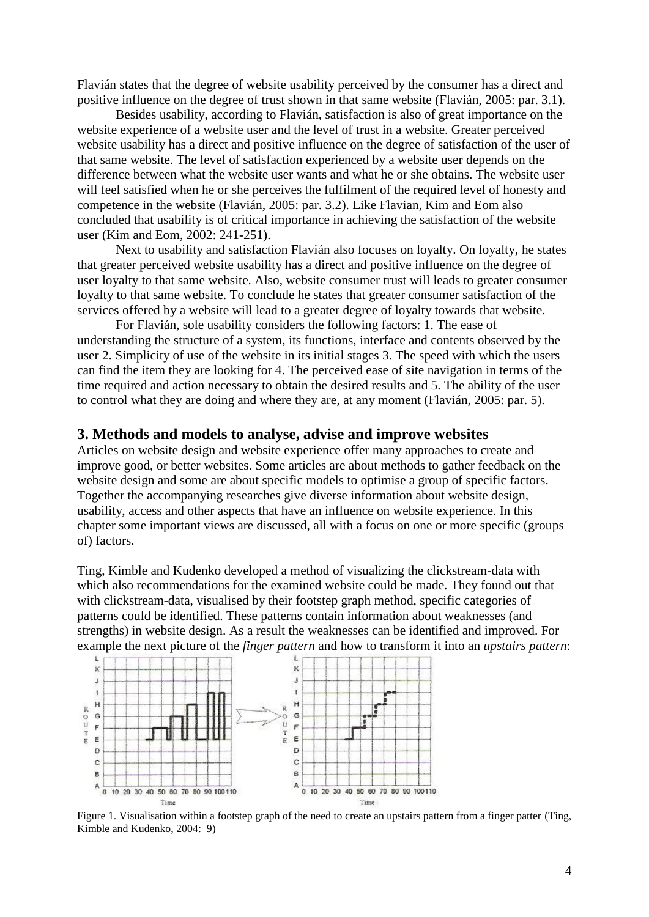Flavián states that the degree of website usability perceived by the consumer has a direct and positive influence on the degree of trust shown in that same website (Flavián, 2005: par. 3.1).

Besides usability, according to Flavián, satisfaction is also of great importance on the website experience of a website user and the level of trust in a website. Greater perceived website usability has a direct and positive influence on the degree of satisfaction of the user of that same website. The level of satisfaction experienced by a website user depends on the difference between what the website user wants and what he or she obtains. The website user will feel satisfied when he or she perceives the fulfilment of the required level of honesty and competence in the website (Flavián, 2005: par. 3.2). Like Flavian, Kim and Eom also concluded that usability is of critical importance in achieving the satisfaction of the website user (Kim and Eom, 2002: 241-251).

Next to usability and satisfaction Flavián also focuses on loyalty. On loyalty, he states that greater perceived website usability has a direct and positive influence on the degree of user loyalty to that same website. Also, website consumer trust will leads to greater consumer loyalty to that same website. To conclude he states that greater consumer satisfaction of the services offered by a website will lead to a greater degree of loyalty towards that website.

For Flavián, sole usability considers the following factors: 1. The ease of understanding the structure of a system, its functions, interface and contents observed by the user 2. Simplicity of use of the website in its initial stages 3. The speed with which the users can find the item they are looking for 4. The perceived ease of site navigation in terms of the time required and action necessary to obtain the desired results and 5. The ability of the user to control what they are doing and where they are, at any moment (Flavián, 2005: par. 5).

## 3. Methods and models to analyse, advise and improve websites

Articles on website design and website experience offer many approaches to create and improve good, or better websites. Some articles are about methods to gather feedback on the website design and some are about specific models to optimise a group of specific factors. Together the accompanying researches give diverse information about website design, usability, access and other aspects that have an influence on website experience. In this chapter some important views are discussed, all with a focus on one or more specific (groups of) factors.

Ting, Kimble and Kudenko developed a method of visualizing the clickstream-data with which also recommendations for the examined website could be made. They found out that with clickstream-data, visualised by their footstep graph method, specific categories of patterns could be identified. These patterns contain information about weaknesses (and strengths) in website design. As a result the weaknesses can be identified and improved. For example the next picture of the *finger pattern* and how to transform it into an *upstairs pattern*:

Figure 1. Visualisation within a footstep graph of the need to create an upstairs pattern from a finger patter (Ting, Kimble and Kudenko, 2004: 9)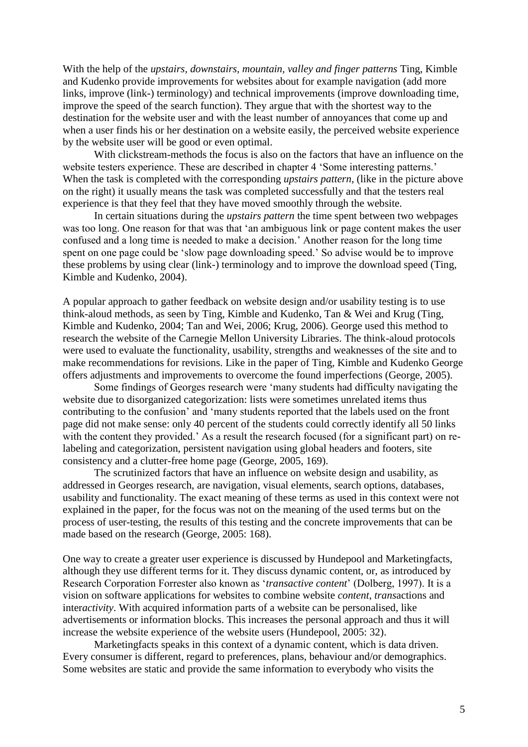With the help of the *upstairs, downstairs, mountain, valley and finger patterns* Ting, Kimble and Kudenko provide improvements for websites about for example navigation (add more links, improve (link-) terminology) and technical improvements (improve downloading time, improve the speed of the search function). They argue that with the shortest way to the destination for the website user and with the least number of annoyances that come up and when a user finds his or her destination on a website easily, the perceived website experience by the website user will be good or even optimal.

With clickstream-methods the focus is also on the factors that have an influence on the website testers experience. These are described in chapter 4 'Some interesting patterns.' When the task is completed with the corresponding *upstairs pattern*, (like in the picture above on the right) it usually means the task was completed successfully and that the testers real experience is that they feel that they have moved smoothly through the website.

In certain situations during the *upstairs pattern* the time spent between two webpages was too long. One reason for that was that 'an ambiguous link or page content makes the user confused and a long time is needed to make a decision.' Another reason for the long time spent on one page could be 'slow page downloading speed.' So advise would be to improve these problems by using clear (link-) terminology and to improve the download speed (Ting, Kimble and Kudenko, 2004).

A popular approach to gather feedback on website design and/or usability testing is to use think-aloud methods, as seen by Ting, Kimble and Kudenko, Tan & Wei and Krug (Ting, Kimble and Kudenko, 2004; Tan and Wei, 2006; Krug, 2006). George used this method to research the website of the Carnegie Mellon University Libraries. The think-aloud protocols were used to evaluate the functionality, usability, strengths and weaknesses of the site and to make recommendations for revisions. Like in the paper of Ting, Kimble and Kudenko George offers adjustments and improvements to overcome the found imperfections (George, 2005).

Some findings of Georges research were 'many students had difficulty navigating the website due to disorganized categorization: lists were sometimes unrelated items thus contributing to the confusion' and 'many students reported that the labels used on the front page did not make sense: only 40 percent of the students could correctly identify all 50 links with the content they provided.' As a result the research focused (for a significant part) on re-labeling and categorization, persistent navigation using global headers and footers, site consistency and a clutter-free home page (George, 2005, 169).

The scrutinized factors that have an influence on website design and usability, as addressed in Georges research, are navigation, visual elements, search options, databases, usability and functionality. The exact meaning of these terms as used in this context were not explained in the paper, for the focus was not on the meaning of the used terms but on the process of user-testing, the results of this testing and the concrete improvements that can be made based on the research (George, 2005: 168).

One way to create a greater user experience is discussed by Hundepool and Marketingfacts, although they use different terms for it. They discuss dynamic content, or, as introduced by Research Corporation Forrester also known as '*transactive content*' (Dolberg, 1997). It is a vision on software applications for websites to combine website *content*, *trans*actions and inter*activity*. With acquired information parts of a website can be personalised, like advertisements or information blocks. This increases the personal approach and thus it will increase the website experience of the website users (Hundepool, 2005: 32).

Marketingfacts speaks in this context of a dynamic content, which is data driven. Every consumer is different, regard to preferences, plans, behaviour and/or demographics. Some websites are static and provide the same information to everybody who visits the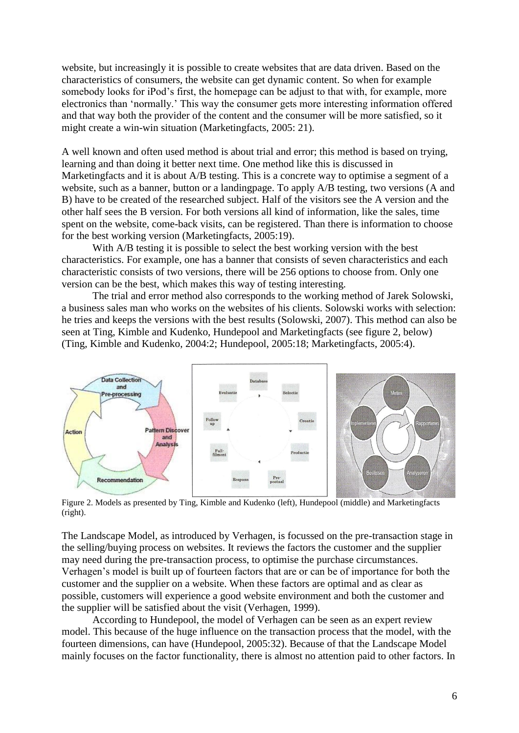website, but increasingly it is possible to create websites that are data driven. Based on the characteristics of consumers, the website can get dynamic content. So when for example somebody looks for iPod's first, the homepage can be adjust to that with, for example, more electronics than 'normally.' This way the consumer gets more interesting information offered and that way both the provider of the content and the consumer will be more satisfied, so it might create a win-win situation (Marketingfacts, 2005: 21).

A well known and often used method is about trial and error; this method is based on trying, learning and than doing it better next time. One method like this is discussed in Marketingfacts and it is about A/B testing. This is a concrete way to optimise a segment of a website, such as a banner, button or a landingpage. To apply A/B testing, two versions (A and B) have to be created of the researched subject. Half of the visitors see the A version and the other half sees the B version. For both versions all kind of information, like the sales, time spent on the website, come-back visits, can be registered. Than there is information to choose for the best working version (Marketingfacts, 2005:19).

With A/B testing it is possible to select the best working version with the best characteristics. For example, one has a banner that consists of seven characteristics and each characteristic consists of two versions, there will be 256 options to choose from. Only one version can be the best, which makes this way of testing interesting.

The trial and error method also corresponds to the working method of Jarek Solowski, a business sales man who works on the websites of his clients. Solowski works with selection: he tries and keeps the versions with the best results (Solowski, 2007). This method can also be seen at Ting, Kimble and Kudenko, Hundepool and Marketingfacts (see figure 2, below) (Ting, Kimble and Kudenko, 2004:2; Hundepool, 2005:18; Marketingfacts, 2005:4).

Figure 2. Models as presented by Ting, Kimble and Kudenko (left), Hundepool (middle) and Marketingfacts (right).

The Landscape Model, as introduced by Verhagen, is focussed on the pre-transaction stage in the selling/buying process on websites. It reviews the factors the customer and the supplier may need during the pre-transaction process, to optimise the purchase circumstances. Verhagen's model is built up of fourteen factors that are or can be of importance for both the customer and the supplier on a website. When these factors are optimal and as clear as possible, customers will experience a good website environment and both the customer and the supplier will be satisfied about the visit (Verhagen, 1999).

According to Hundepool, the model of Verhagen can be seen as an expert review model. This because of the huge influence on the transaction process that the model, with the fourteen dimensions, can have (Hundepool, 2005:32). Because of that the Landscape Model mainly focuses on the factor functionality, there is almost no attention paid to other factors. In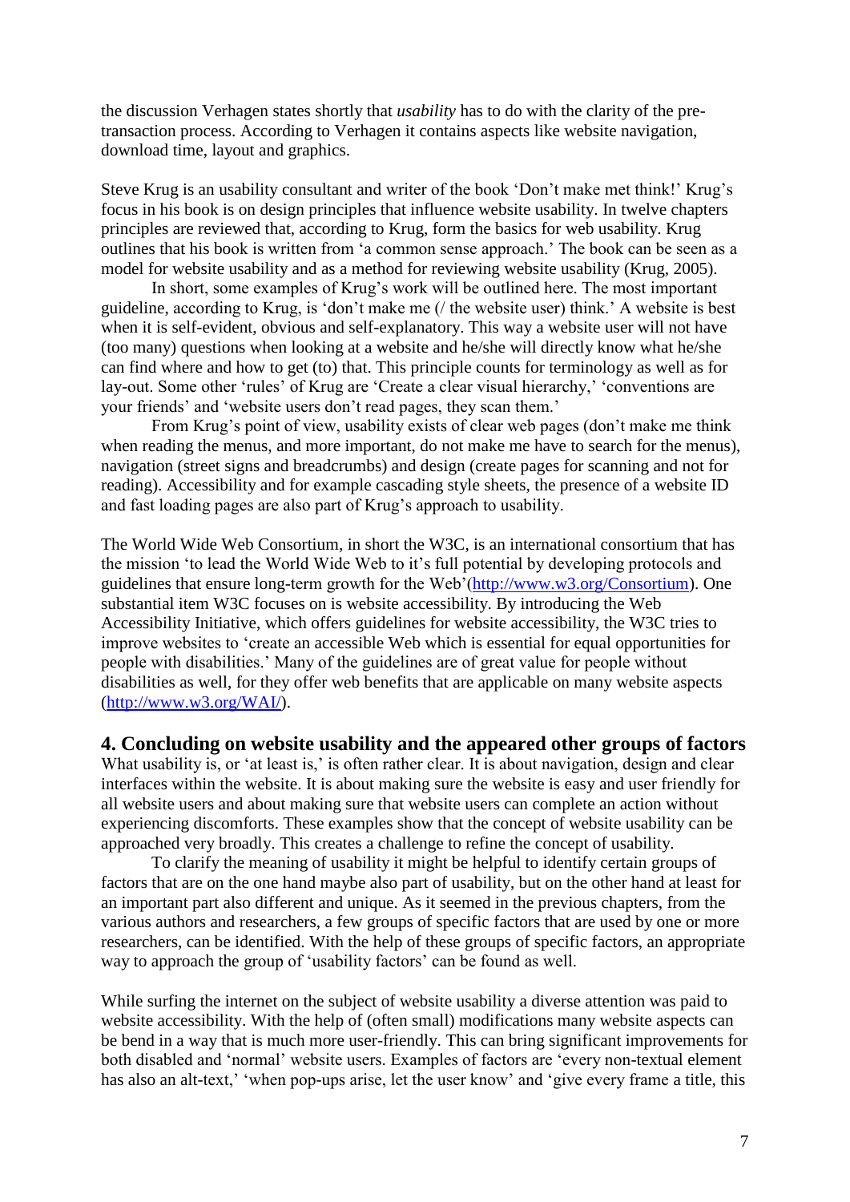the discussion Verhagen states shortly that *usability* has to do with the clarity of the pre-transaction process. According to Verhagen it contains aspects like website navigation, download time, layout and graphics.

Steve Krug is an usability consultant and writer of the book 'Don't make met think!' Krug's focus in his book is on design principles that influence website usability. In twelve chapters principles are reviewed that, according to Krug, form the basics for web usability. Krug outlines that his book is written from 'a common sense approach.' The book can be seen as a model for website usability and as a method for reviewing website usability (Krug, 2005).

In short, some examples of Krug's work will be outlined here. The most important guideline, according to Krug, is 'don't make me (/ the website user) think.' A website is best when it is self-evident, obvious and self-explanatory. This way a website user will not have (too many) questions when looking at a website and he/she will directly know what he/she can find where and how to get (to) that. This principle counts for terminology as well as for lay-out. Some other 'rules' of Krug are 'Create a clear visual hierarchy,' 'conventions are your friends' and 'website users don't read pages, they scan them.'

From Krug's point of view, usability exists of clear web pages (don't make me think when reading the menus, and more important, do not make me have to search for the menus), navigation (street signs and breadcrumbs) and design (create pages for scanning and not for reading). Accessibility and for example cascading style sheets, the presence of a website ID and fast loading pages are also part of Krug's approach to usability.

The World Wide Web Consortium, in short the W3C, is an international consortium that has the mission 'to lead the World Wide Web to it's full potential by developing protocols and guidelines that ensure long-term growth for the Web'(http://www.w3.org/Consortium). One substantial item W3C focuses on is website accessibility. By introducing the Web Accessibility Initiative, which offers guidelines for website accessibility, the W3C tries to improve websites to 'create an accessible Web which is essential for equal opportunities for people with disabilities.' Many of the guidelines are of great value for people without disabilities as well, for they offer web benefits that are applicable on many website aspects (http://www.w3.org/WAI/).

## 4. Concluding on website usability and the appeared other groups of factors

What usability is, or 'at least is,' is often rather clear. It is about navigation, design and clear interfaces within the website. It is about making sure the website is easy and user friendly for all website users and about making sure that website users can complete an action without experiencing discomforts. These examples show that the concept of website usability can be approached very broadly. This creates a challenge to refine the concept of usability.

To clarify the meaning of usability it might be helpful to identify certain groups of factors that are on the one hand maybe also part of usability, but on the other hand at least for an important part also different and unique. As it seemed in the previous chapters, from the various authors and researchers, a few groups of specific factors that are used by one or more researchers, can be identified. With the help of these groups of specific factors, an appropriate way to approach the group of 'usability factors' can be found as well.

While surfing the internet on the subject of website usability a diverse attention was paid to website accessibility. With the help of (often small) modifications many website aspects can be bend in a way that is much more user-friendly. This can bring significant improvements for both disabled and 'normal' website users. Examples of factors are 'every non-textual element has also an alt-text,' 'when pop-ups arise, let the user know' and 'give every frame a title, this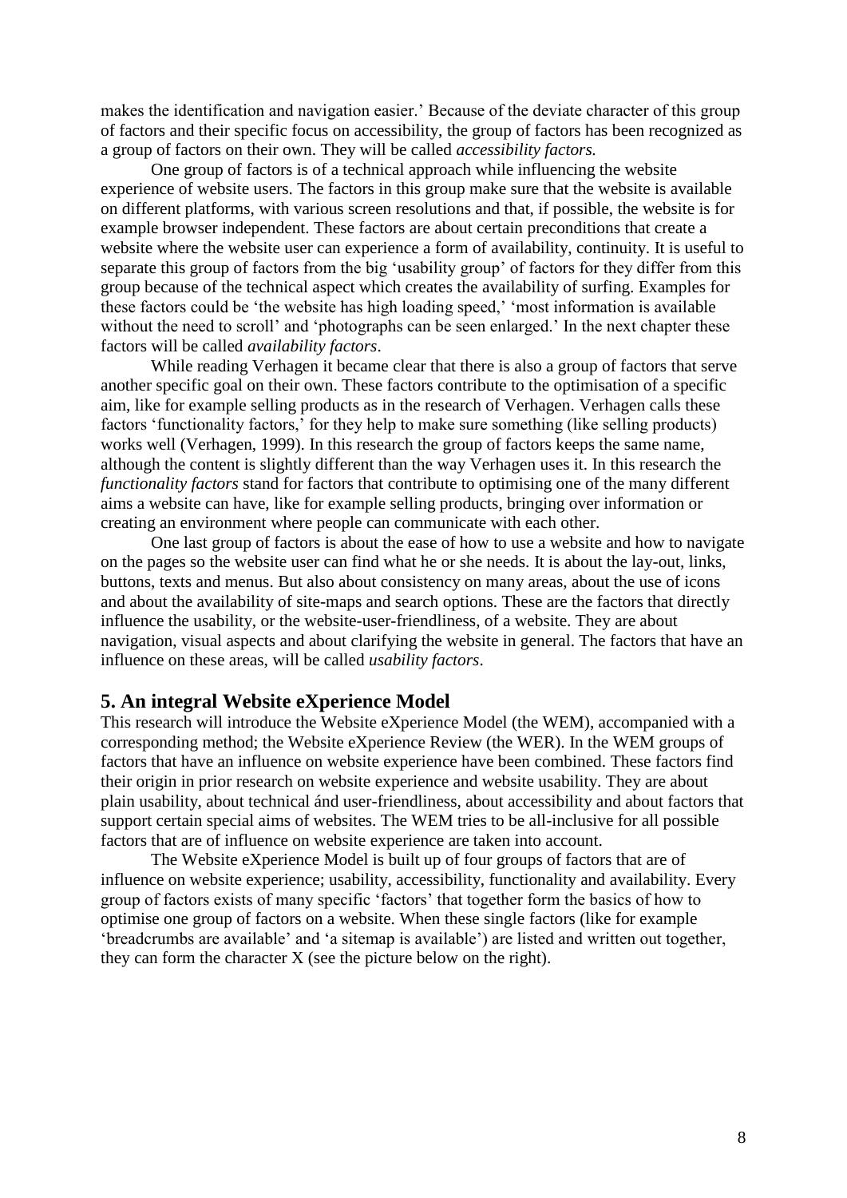makes the identification and navigation easier.' Because of the deviate character of this group of factors and their specific focus on accessibility, the group of factors has been recognized as a group of factors on their own. They will be called *accessibility factors.*

One group of factors is of a technical approach while influencing the website experience of website users. The factors in this group make sure that the website is available on different platforms, with various screen resolutions and that, if possible, the website is for example browser independent. These factors are about certain preconditions that create a website where the website user can experience a form of availability, continuity. It is useful to separate this group of factors from the big 'usability group' of factors for they differ from this group because of the technical aspect which creates the availability of surfing. Examples for these factors could be 'the website has high loading speed,' 'most information is available without the need to scroll' and 'photographs can be seen enlarged.' In the next chapter these factors will be called *availability factors*.

While reading Verhagen it became clear that there is also a group of factors that serve another specific goal on their own. These factors contribute to the optimisation of a specific aim, like for example selling products as in the research of Verhagen. Verhagen calls these factors 'functionality factors,' for they help to make sure something (like selling products) works well (Verhagen, 1999). In this research the group of factors keeps the same name, although the content is slightly different than the way Verhagen uses it. In this research the *functionality factors* stand for factors that contribute to optimising one of the many different aims a website can have, like for example selling products, bringing over information or creating an environment where people can communicate with each other.

One last group of factors is about the ease of how to use a website and how to navigate on the pages so the website user can find what he or she needs. It is about the lay-out, links, buttons, texts and menus. But also about consistency on many areas, about the use of icons and about the availability of site-maps and search options. These are the factors that directly influence the usability, or the website-user-friendliness, of a website. They are about navigation, visual aspects and about clarifying the website in general. The factors that have an influence on these areas, will be called *usability factors*.

## 5. An integral Website eXperience Model

This research will introduce the Website eXperience Model (the WEM), accompanied with a corresponding method; the Website eXperience Review (the WER). In the WEM groups of factors that have an influence on website experience have been combined. These factors find their origin in prior research on website experience and website usability. They are about plain usability, about technical ánd user-friendliness, about accessibility and about factors that support certain special aims of websites. The WEM tries to be all-inclusive for all possible factors that are of influence on website experience are taken into account.

The Website eXperience Model is built up of four groups of factors that are of influence on website experience; usability, accessibility, functionality and availability. Every group of factors exists of many specific 'factors' that together form the basics of how to optimise one group of factors on a website. When these single factors (like for example 'breadcrumbs are available' and 'a sitemap is available') are listed and written out together, they can form the character X (see the picture below on the right).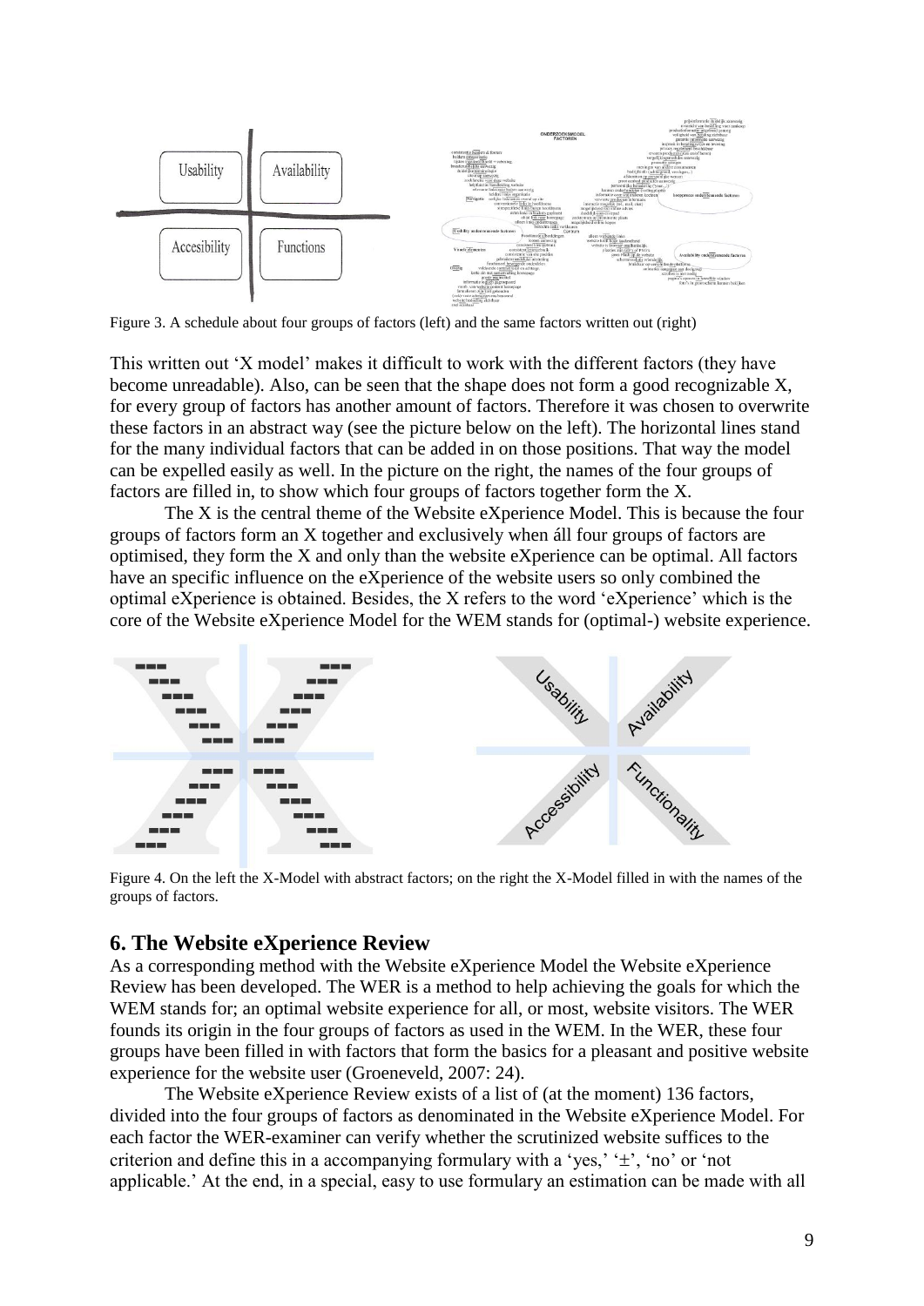Figure 3. A schedule about four groups of factors (left) and the same factors written out (right)

This written out 'X model' makes it difficult to work with the different factors (they have become unreadable). Also, can be seen that the shape does not form a good recognizable X, for every group of factors has another amount of factors. Therefore it was chosen to overwrite these factors in an abstract way (see the picture below on the left). The horizontal lines stand for the many individual factors that can be added in on those positions. That way the model can be expelled easily as well. In the picture on the right, the names of the four groups of factors are filled in, to show which four groups of factors together form the X.

The X is the central theme of the Website eXperience Model. This is because the four groups of factors form an X together and exclusively when áll four groups of factors are optimised, they form the X and only than the website eXperience can be optimal. All factors have an specific influence on the eXperience of the website users so only combined the optimal eXperience is obtained. Besides, the X refers to the word 'eXperience' which is the core of the Website eXperience Model for the WEM stands for (optimal-) website experience.

Figure 4. On the left the X-Model with abstract factors; on the right the X-Model filled in with the names of the groups of factors.

## 6. The Website eXperience Review

As a corresponding method with the Website eXperience Model the Website eXperience Review has been developed. The WER is a method to help achieving the goals for which the WEM stands for; an optimal website experience for all, or most, website visitors. The WER founds its origin in the four groups of factors as used in the WEM. In the WER, these four groups have been filled in with factors that form the basics for a pleasant and positive website experience for the website user (Groeneveld, 2007: 24).

The Website eXperience Review exists of a list of (at the moment) 136 factors, divided into the four groups of factors as denominated in the Website eXperience Model. For each factor the WER-examiner can verify whether the scrutinized website suffices to the criterion and define this in a accompanying formulary with a 'yes,' '±', 'no' or 'not applicable.' At the end, in a special, easy to use formulary an estimation can be made with all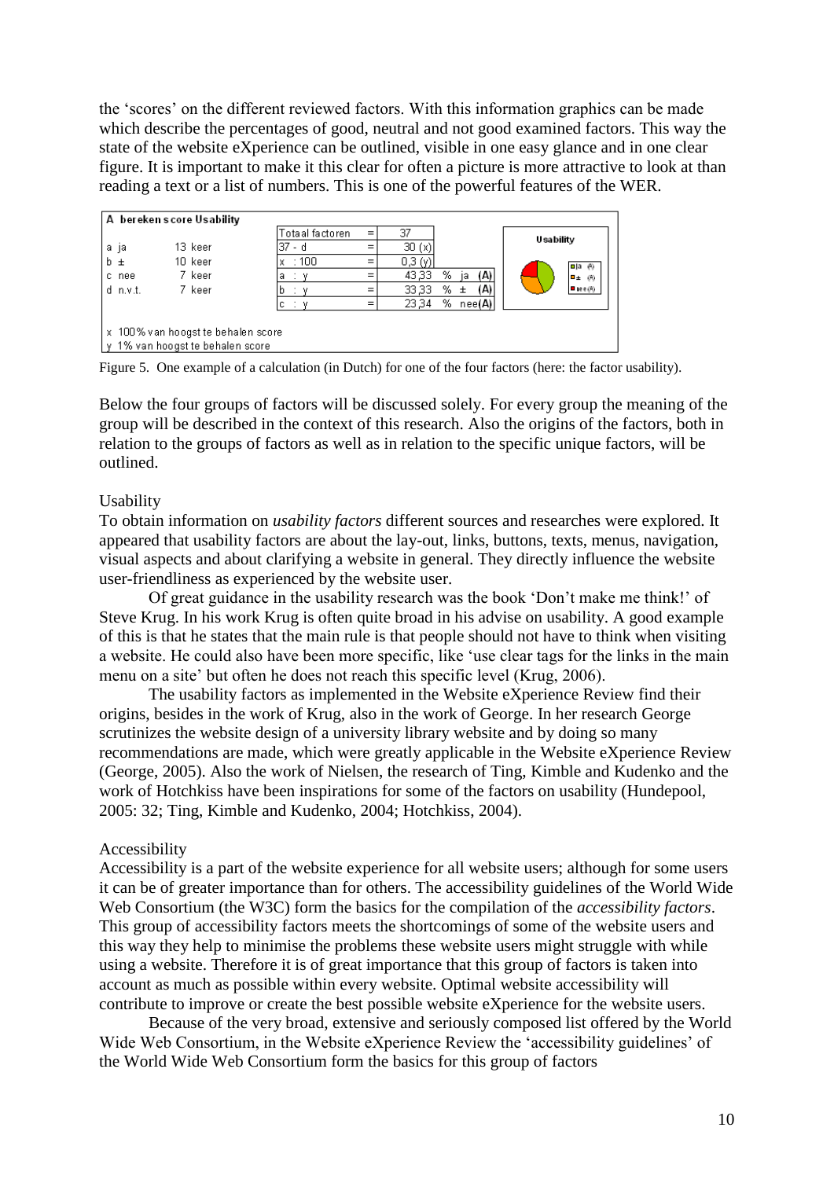the 'scores' on the different reviewed factors. With this information graphics can be made which describe the percentages of good, neutral and not good examined factors. This way the state of the website eXperience can be outlined, visible in one easy glance and in one clear figure. It is important to make it this clear for often a picture is more attractive to look at than reading a text or a list of numbers. This is one of the powerful features of the WER.

| A bereken score Usability | | | | | |
|---|---|---|---|---|---|
| | | Totaal factoren | = | 37 | |
| a ja | 13 keer | 37 - d | = | 30 (x) | |
| b ± | 10 keer | x : 100 | = | 0,3 (y) | |
| c nee | 7 keer | a : y | = | 43,33 | % ja (A) |
| d n.v.t. | 7 keer | b : y | = | 33,33 | % ± (A) |
| | | c : y | = | 23,34 | % nee (A) |

x 100% van hoogst te behalen score
y 1% van hoogst te behalen score

Figure 5. One example of a calculation (in Dutch) for one of the four factors (here: the factor usability).

Below the four groups of factors will be discussed solely. For every group the meaning of the group will be described in the context of this research. Also the origins of the factors, both in relation to the groups of factors as well as in relation to the specific unique factors, will be outlined.

Usability

To obtain information on *usability factors* different sources and researches were explored. It appeared that usability factors are about the lay-out, links, buttons, texts, menus, navigation, visual aspects and about clarifying a website in general. They directly influence the website user-friendliness as experienced by the website user.

Of great guidance in the usability research was the book 'Don't make me think!' of Steve Krug. In his work Krug is often quite broad in his advise on usability. A good example of this is that he states that the main rule is that people should not have to think when visiting a website. He could also have been more specific, like 'use clear tags for the links in the main menu on a site' but often he does not reach this specific level (Krug, 2006).

The usability factors as implemented in the Website eXperience Review find their origins, besides in the work of Krug, also in the work of George. In her research George scrutinizes the website design of a university library website and by doing so many recommendations are made, which were greatly applicable in the Website eXperience Review (George, 2005). Also the work of Nielsen, the research of Ting, Kimble and Kudenko and the work of Hotchkiss have been inspirations for some of the factors on usability (Hundepool, 2005: 32; Ting, Kimble and Kudenko, 2004; Hotchkiss, 2004).

Accessibility

Accessibility is a part of the website experience for all website users; although for some users it can be of greater importance than for others. The accessibility guidelines of the World Wide Web Consortium (the W3C) form the basics for the compilation of the *accessibility factors*. This group of accessibility factors meets the shortcomings of some of the website users and this way they help to minimise the problems these website users might struggle with while using a website. Therefore it is of great importance that this group of factors is taken into account as much as possible within every website. Optimal website accessibility will contribute to improve or create the best possible website eXperience for the website users.

Because of the very broad, extensive and seriously composed list offered by the World Wide Web Consortium, in the Website eXperience Review the 'accessibility guidelines' of the World Wide Web Consortium form the basics for this group of factors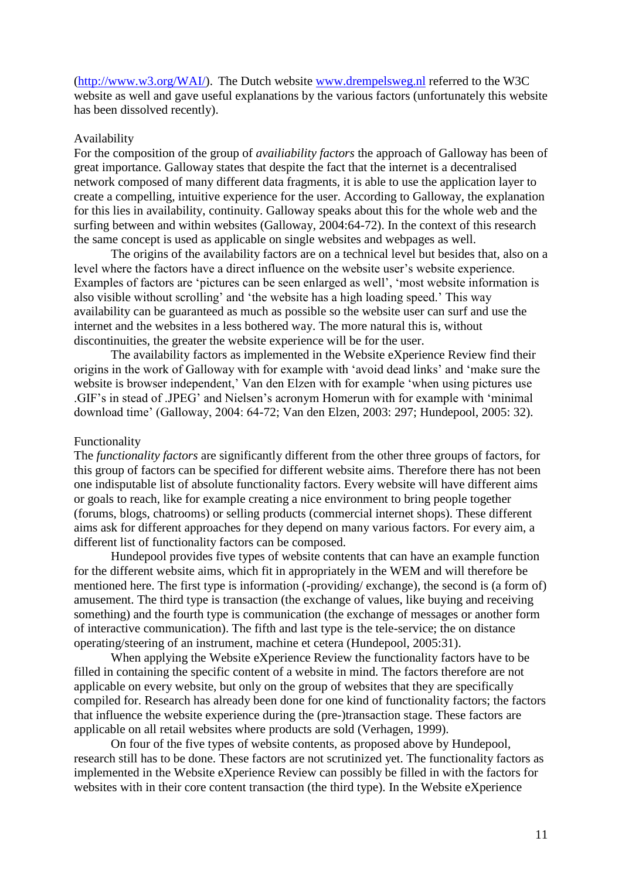(http://www.w3.org/WAI/). The Dutch website www.drempelsweg.nl referred to the W3C website as well and gave useful explanations by the various factors (unfortunately this website has been dissolved recently).

### Availability

For the composition of the group of *availiability factors* the approach of Galloway has been of great importance. Galloway states that despite the fact that the internet is a decentralised network composed of many different data fragments, it is able to use the application layer to create a compelling, intuitive experience for the user. According to Galloway, the explanation for this lies in availability, continuity. Galloway speaks about this for the whole web and the surfing between and within websites (Galloway, 2004:64-72). In the context of this research the same concept is used as applicable on single websites and webpages as well.

The origins of the availability factors are on a technical level but besides that, also on a level where the factors have a direct influence on the website user's website experience. Examples of factors are 'pictures can be seen enlarged as well', 'most website information is also visible without scrolling' and 'the website has a high loading speed.' This way availability can be guaranteed as much as possible so the website user can surf and use the internet and the websites in a less bothered way. The more natural this is, without discontinuities, the greater the website experience will be for the user.

The availability factors as implemented in the Website eXperience Review find their origins in the work of Galloway with for example with 'avoid dead links' and 'make sure the website is browser independent,' Van den Elzen with for example 'when using pictures use .GIF's in stead of .JPEG' and Nielsen's acronym Homerun with for example with 'minimal download time' (Galloway, 2004: 64-72; Van den Elzen, 2003: 297; Hundepool, 2005: 32).

### Functionality

The *functionality factors* are significantly different from the other three groups of factors, for this group of factors can be specified for different website aims. Therefore there has not been one indisputable list of absolute functionality factors. Every website will have different aims or goals to reach, like for example creating a nice environment to bring people together (forums, blogs, chatrooms) or selling products (commercial internet shops). These different aims ask for different approaches for they depend on many various factors. For every aim, a different list of functionality factors can be composed.

Hundepool provides five types of website contents that can have an example function for the different website aims, which fit in appropriately in the WEM and will therefore be mentioned here. The first type is information (-providing/ exchange), the second is (a form of) amusement. The third type is transaction (the exchange of values, like buying and receiving something) and the fourth type is communication (the exchange of messages or another form of interactive communication). The fifth and last type is the tele-service; the on distance operating/steering of an instrument, machine et cetera (Hundepool, 2005:31).

When applying the Website eXperience Review the functionality factors have to be filled in containing the specific content of a website in mind. The factors therefore are not applicable on every website, but only on the group of websites that they are specifically compiled for. Research has already been done for one kind of functionality factors; the factors that influence the website experience during the (pre-)transaction stage. These factors are applicable on all retail websites where products are sold (Verhagen, 1999).

On four of the five types of website contents, as proposed above by Hundepool, research still has to be done. These factors are not scrutinized yet. The functionality factors as implemented in the Website eXperience Review can possibly be filled in with the factors for websites with in their core content transaction (the third type). In the Website eXperience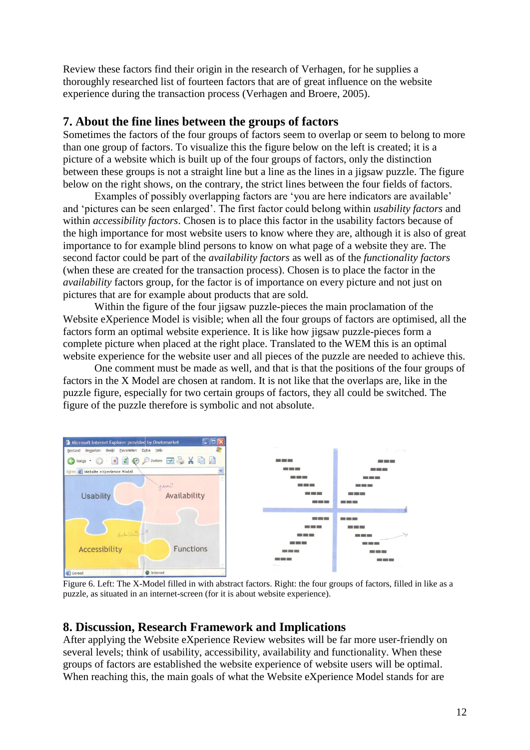Review these factors find their origin in the research of Verhagen, for he supplies a thoroughly researched list of fourteen factors that are of great influence on the website experience during the transaction process (Verhagen and Broere, 2005).

## 7. About the fine lines between the groups of factors

Sometimes the factors of the four groups of factors seem to overlap or seem to belong to more than one group of factors. To visualize this the figure below on the left is created; it is a picture of a website which is built up of the four groups of factors, only the distinction between these groups is not a straight line but a line as the lines in a jigsaw puzzle. The figure below on the right shows, on the contrary, the strict lines between the four fields of factors.

Examples of possibly overlapping factors are 'you are here indicators are available' and 'pictures can be seen enlarged'. The first factor could belong within *usability factors* and within *accessibility factors*. Chosen is to place this factor in the usability factors because of the high importance for most website users to know where they are, although it is also of great importance to for example blind persons to know on what page of a website they are. The second factor could be part of the *availability factors* as well as of the *functionality factors* (when these are created for the transaction process). Chosen is to place the factor in the *availability* factors group, for the factor is of importance on every picture and not just on pictures that are for example about products that are sold.

Within the figure of the four jigsaw puzzle-pieces the main proclamation of the Website eXperience Model is visible; when all the four groups of factors are optimised, all the factors form an optimal website experience. It is like how jigsaw puzzle-pieces form a complete picture when placed at the right place. Translated to the WEM this is an optimal website experience for the website user and all pieces of the puzzle are needed to achieve this.

One comment must be made as well, and that is that the positions of the four groups of factors in the X Model are chosen at random. It is not like that the overlaps are, like in the puzzle figure, especially for two certain groups of factors, they all could be switched. The figure of the puzzle therefore is symbolic and not absolute.

Figure 6. Left: The X-Model filled in with abstract factors. Right: the four groups of factors, filled in like as a puzzle, as situated in an internet-screen (for it is about website experience).

## 8. Discussion, Research Framework and Implications

After applying the Website eXperience Review websites will be far more user-friendly on several levels; think of usability, accessibility, availability and functionality. When these groups of factors are established the website experience of website users will be optimal. When reaching this, the main goals of what the Website eXperience Model stands for are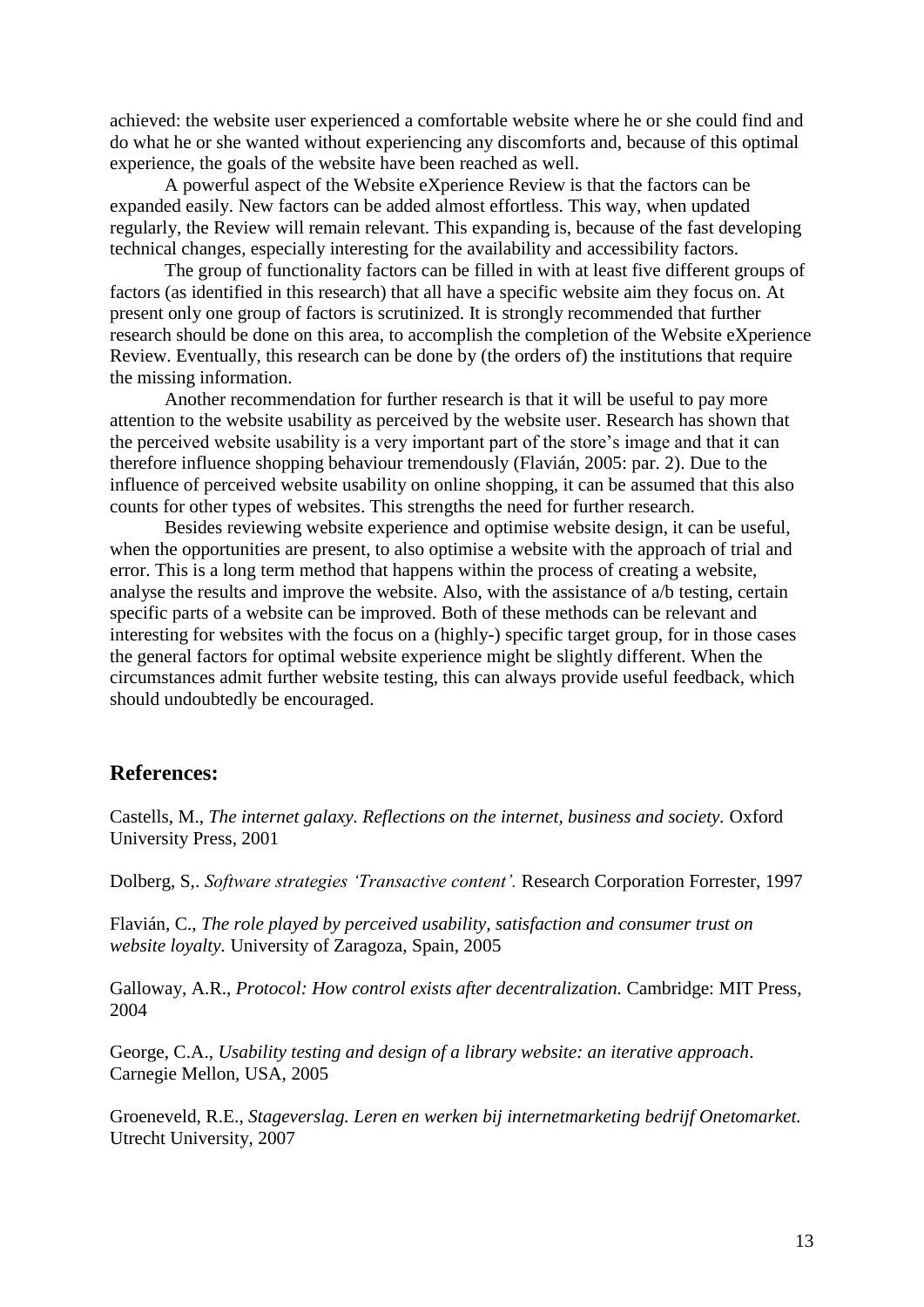achieved: the website user experienced a comfortable website where he or she could find and do what he or she wanted without experiencing any discomforts and, because of this optimal experience, the goals of the website have been reached as well.

A powerful aspect of the Website eXperience Review is that the factors can be expanded easily. New factors can be added almost effortless. This way, when updated regularly, the Review will remain relevant. This expanding is, because of the fast developing technical changes, especially interesting for the availability and accessibility factors.

The group of functionality factors can be filled in with at least five different groups of factors (as identified in this research) that all have a specific website aim they focus on. At present only one group of factors is scrutinized. It is strongly recommended that further research should be done on this area, to accomplish the completion of the Website eXperience Review. Eventually, this research can be done by (the orders of) the institutions that require the missing information.

Another recommendation for further research is that it will be useful to pay more attention to the website usability as perceived by the website user. Research has shown that the perceived website usability is a very important part of the store's image and that it can therefore influence shopping behaviour tremendously (Flavián, 2005: par. 2). Due to the influence of perceived website usability on online shopping, it can be assumed that this also counts for other types of websites. This strengths the need for further research.

Besides reviewing website experience and optimise website design, it can be useful, when the opportunities are present, to also optimise a website with the approach of trial and error. This is a long term method that happens within the process of creating a website, analyse the results and improve the website. Also, with the assistance of a/b testing, certain specific parts of a website can be improved. Both of these methods can be relevant and interesting for websites with the focus on a (highly-) specific target group, for in those cases the general factors for optimal website experience might be slightly different. When the circumstances admit further website testing, this can always provide useful feedback, which should undoubtedly be encouraged.

## References:

Castells, M., *The internet galaxy. Reflections on the internet, business and society.* Oxford University Press, 2001

Dolberg, S,. *Software strategies 'Transactive content'.* Research Corporation Forrester, 1997

Flavián, C., *The role played by perceived usability, satisfaction and consumer trust on website loyalty.* University of Zaragoza, Spain, 2005

Galloway, A.R., *Protocol: How control exists after decentralization.* Cambridge: MIT Press, 2004

George, C.A., *Usability testing and design of a library website: an iterative approach*. Carnegie Mellon, USA, 2005

Groeneveld, R.E., *Stageverslag. Leren en werken bij internetmarketing bedrijf Onetomarket.* Utrecht University, 2007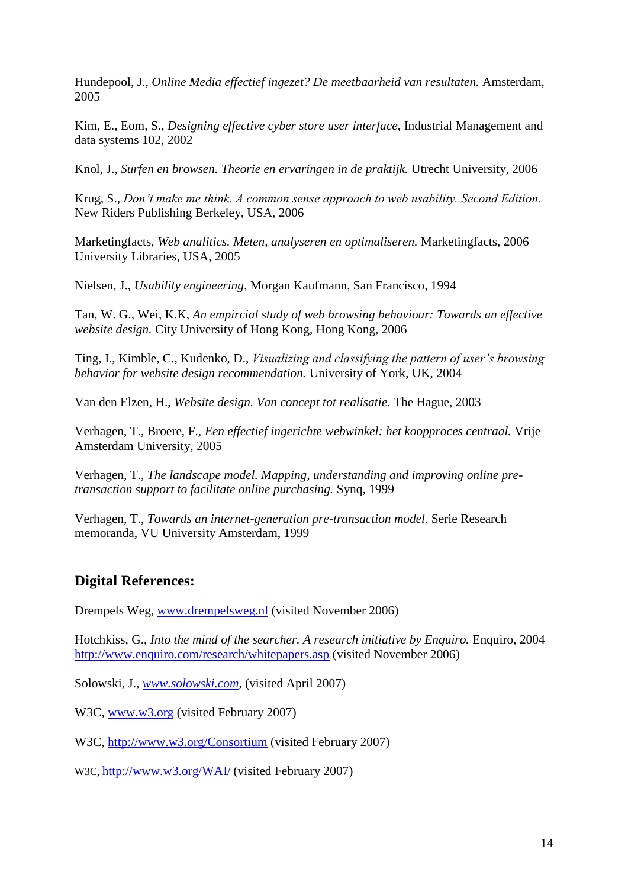Hundepool, J., *Online Media effectief ingezet? De meetbaarheid van resultaten.* Amsterdam, 2005

Kim, E., Eom, S., *Designing effective cyber store user interface*, Industrial Management and data systems 102, 2002

Knol, J., *Surfen en browsen. Theorie en ervaringen in de praktijk.* Utrecht University, 2006

Krug, S., *Don't make me think. A common sense approach to web usability. Second Edition.* New Riders Publishing Berkeley, USA, 2006

Marketingfacts, *Web analitics. Meten, analyseren en optimaliseren.* Marketingfacts, 2006 University Libraries, USA, 2005

Nielsen, J., *Usability engineering*, Morgan Kaufmann, San Francisco, 1994

Tan, W. G., Wei, K.K, *An empircial study of web browsing behaviour: Towards an effective website design.* City University of Hong Kong, Hong Kong, 2006

Ting, I., Kimble, C., Kudenko, D., *Visualizing and classifying the pattern of user's browsing behavior for website design recommendation.* University of York, UK, 2004

Van den Elzen, H., *Website design. Van concept tot realisatie.* The Hague, 2003

Verhagen, T., Broere, F., *Een effectief ingerichte webwinkel: het koopproces centraal.* Vrije Amsterdam University, 2005

Verhagen, T., *The landscape model. Mapping, understanding and improving online pre-transaction support to facilitate online purchasing.* Synq, 1999

Verhagen, T., *Towards an internet-generation pre-transaction model.* Serie Research memoranda, VU University Amsterdam, 1999

## Digital References:

Drempels Weg, www.drempelsweg.nl (visited November 2006)

Hotchkiss, G., *Into the mind of the searcher. A research initiative by Enquiro.* Enquiro, 2004 http://www.enquiro.com/research/whitepapers.asp (visited November 2006)

Solowski, J., *www.solowski.com*, (visited April 2007)

W3C, www.w3.org (visited February 2007)

W3C, http://www.w3.org/Consortium (visited February 2007)

W3C, http://www.w3.org/WAI/ (visited February 2007)